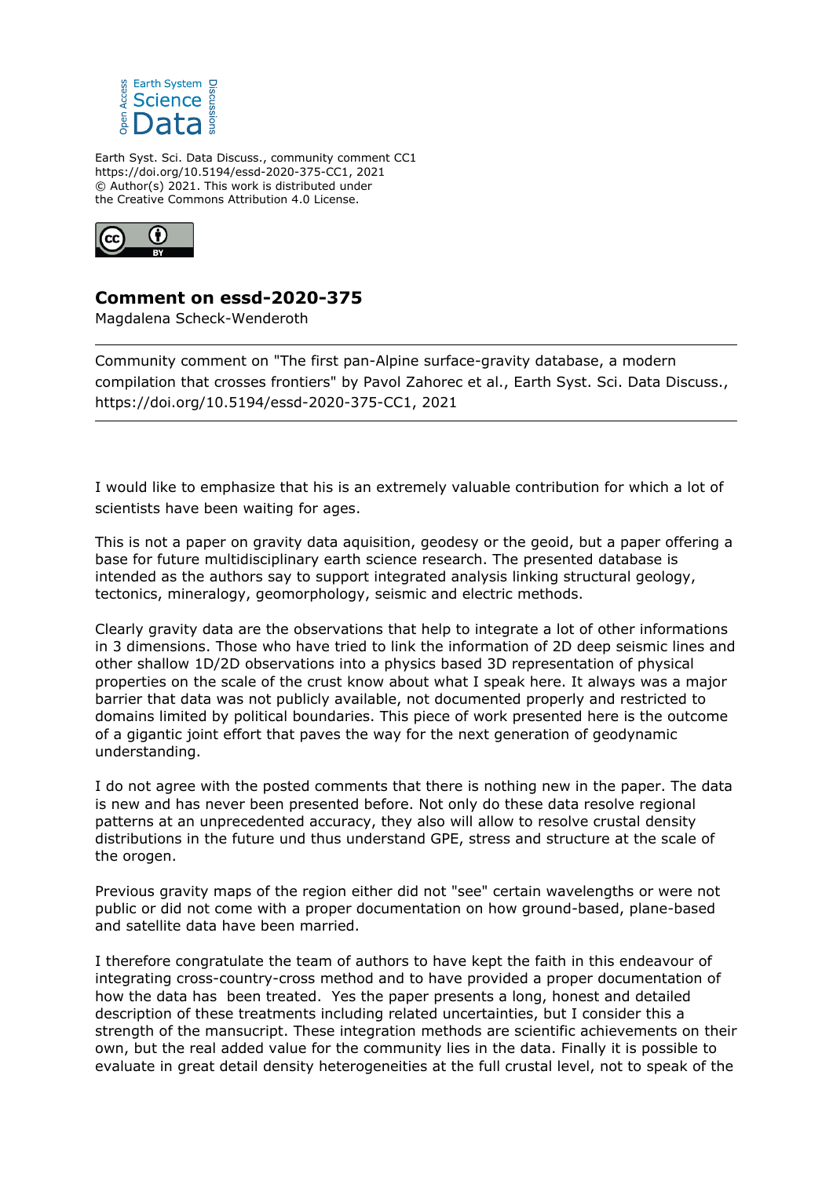Earth Syst. Sci. Data Discuss., community comment CC1
https://doi.org/10.5194/essd-2020-375-CC1, 2021
© Author(s) 2021. This work is distributed under
the Creative Commons Attribution 4.0 License.

## Comment on essd-2020-375

Magdalena Scheck-Wenderoth

---

Community comment on "The first pan-Alpine surface-gravity database, a modern compilation that crosses frontiers" by Pavol Zahorec et al., Earth Syst. Sci. Data Discuss., https://doi.org/10.5194/essd-2020-375-CC1, 2021

---

I would like to emphasize that his is an extremely valuable contribution for which a lot of scientists have been waiting for ages.

This is not a paper on gravity data aquisition, geodesy or the geoid, but a paper offering a base for future multidisciplinary earth science research. The presented database is intended as the authors say to support integrated analysis linking structural geology, tectonics, mineralogy, geomorphology, seismic and electric methods.

Clearly gravity data are the observations that help to integrate a lot of other informations in 3 dimensions. Those who have tried to link the information of 2D deep seismic lines and other shallow 1D/2D observations into a physics based 3D representation of physical properties on the scale of the crust know about what I speak here. It always was a major barrier that data was not publicly available, not documented properly and restricted to domains limited by political boundaries. This piece of work presented here is the outcome of a gigantic joint effort that paves the way for the next generation of geodynamic understanding.

I do not agree with the posted comments that there is nothing new in the paper. The data is new and has never been presented before. Not only do these data resolve regional patterns at an unprecedented accuracy, they also will allow to resolve crustal density distributions in the future und thus understand GPE, stress and structure at the scale of the orogen.

Previous gravity maps of the region either did not "see" certain wavelengths or were not public or did not come with a proper documentation on how ground-based, plane-based and satellite data have been married.

I therefore congratulate the team of authors to have kept the faith in this endeavour of integrating cross-country-cross method and to have provided a proper documentation of how the data has been treated. Yes the paper presents a long, honest and detailed description of these treatments including related uncertainties, but I consider this a strength of the mansucript. These integration methods are scientific achievements on their own, but the real added value for the community lies in the data. Finally it is possible to evaluate in great detail density heterogeneities at the full crustal level, not to speak of the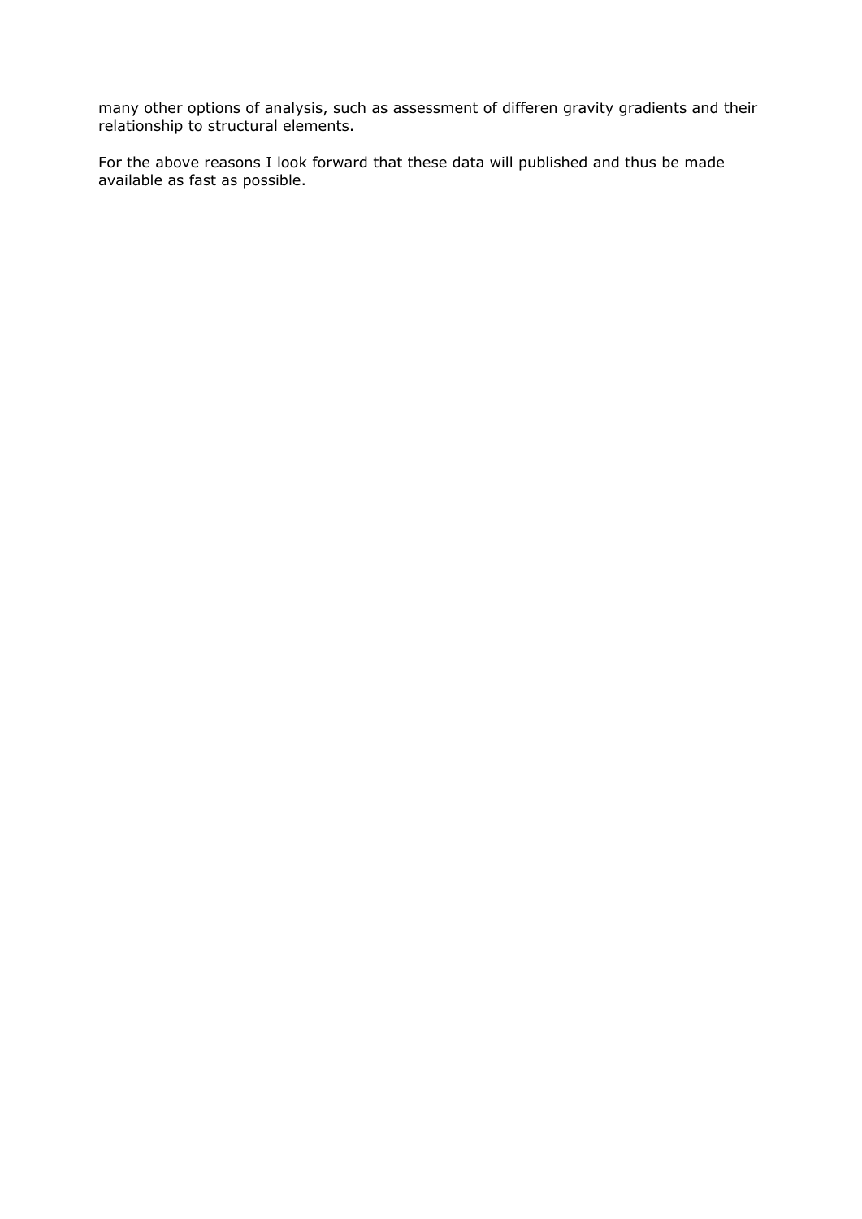many other options of analysis, such as assessment of differen gravity gradients and their relationship to structural elements.

For the above reasons I look forward that these data will published and thus be made available as fast as possible.